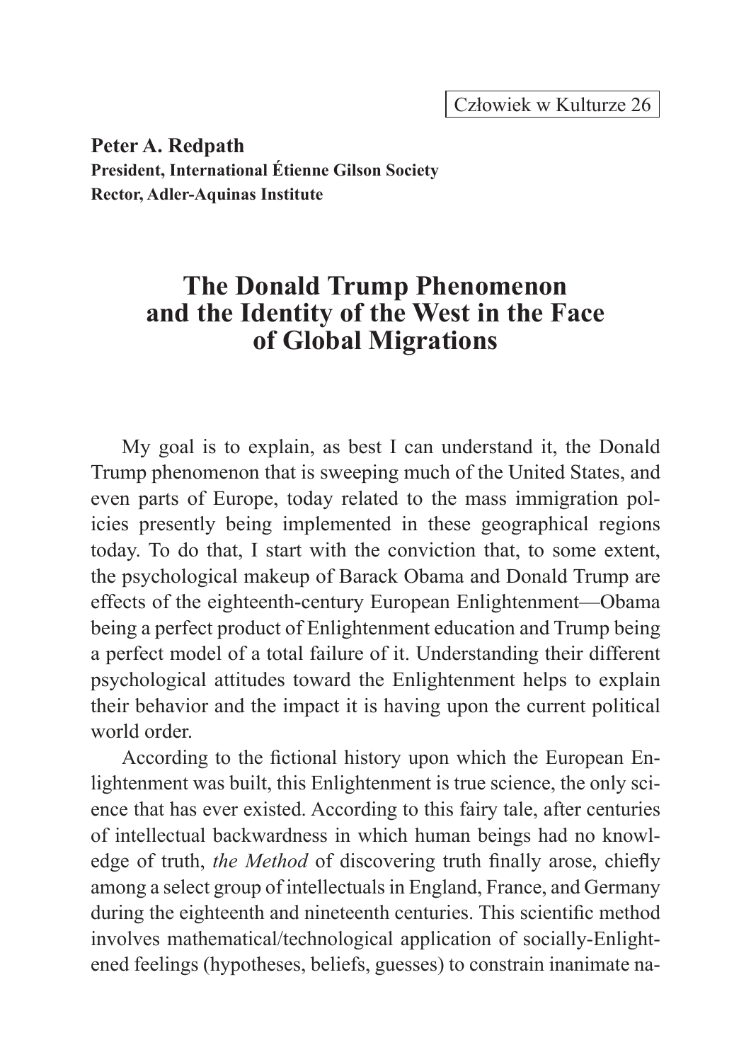**Peter A. Redpath**
**President, International Étienne Gilson Society**
**Rector, Adler-Aquinas Institute**

# The Donald Trump Phenomenon and the Identity of the West in the Face of Global Migrations

My goal is to explain, as best I can understand it, the Donald Trump phenomenon that is sweeping much of the United States, and even parts of Europe, today related to the mass immigration policies presently being implemented in these geographical regions today. To do that, I start with the conviction that, to some extent, the psychological makeup of Barack Obama and Donald Trump are effects of the eighteenth-century European Enlightenment—Obama being a perfect product of Enlightenment education and Trump being a perfect model of a total failure of it. Understanding their different psychological attitudes toward the Enlightenment helps to explain their behavior and the impact it is having upon the current political world order.

According to the fictional history upon which the European Enlightenment was built, this Enlightenment is true science, the only science that has ever existed. According to this fairy tale, after centuries of intellectual backwardness in which human beings had no knowledge of truth, *the Method* of discovering truth finally arose, chiefly among a select group of intellectuals in England, France, and Germany during the eighteenth and nineteenth centuries. This scientific method involves mathematical/technological application of socially-Enlightened feelings (hypotheses, beliefs, guesses) to constrain inanimate na-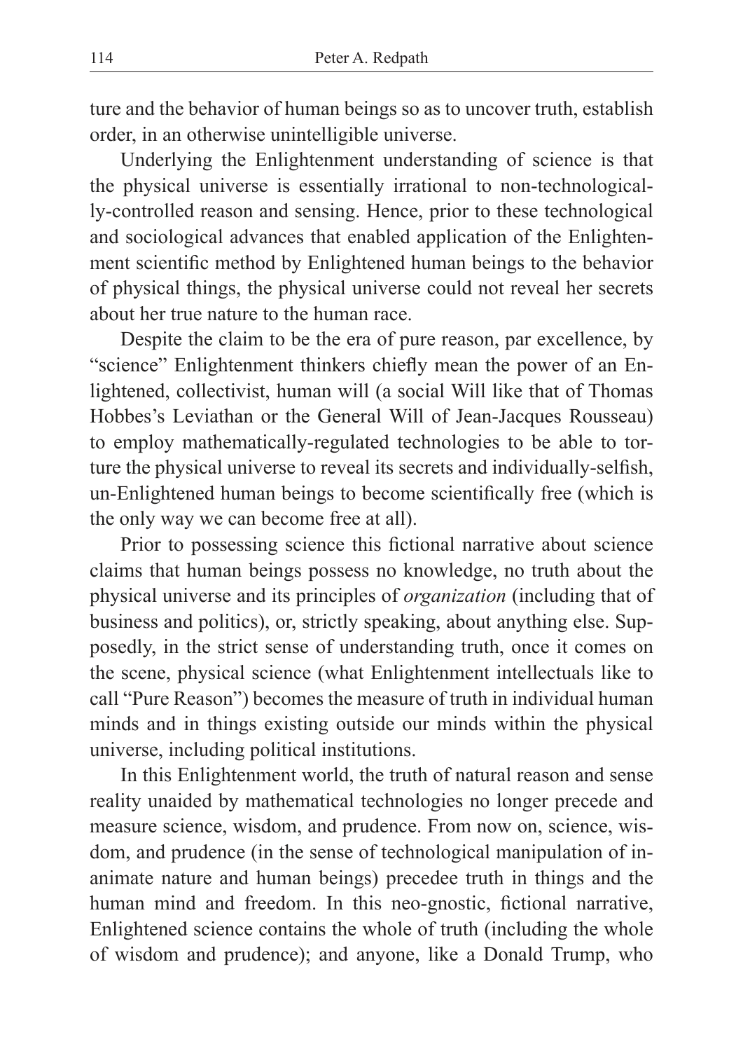ture and the behavior of human beings so as to uncover truth, establish order, in an otherwise unintelligible universe.

Underlying the Enlightenment understanding of science is that the physical universe is essentially irrational to non-technologically-controlled reason and sensing. Hence, prior to these technological and sociological advances that enabled application of the Enlightenment scientific method by Enlightened human beings to the behavior of physical things, the physical universe could not reveal her secrets about her true nature to the human race.

Despite the claim to be the era of pure reason, par excellence, by "science" Enlightenment thinkers chiefly mean the power of an Enlightened, collectivist, human will (a social Will like that of Thomas Hobbes's Leviathan or the General Will of Jean-Jacques Rousseau) to employ mathematically-regulated technologies to be able to torture the physical universe to reveal its secrets and individually-selfish, un-Enlightened human beings to become scientifically free (which is the only way we can become free at all).

Prior to possessing science this fictional narrative about science claims that human beings possess no knowledge, no truth about the physical universe and its principles of *organization* (including that of business and politics), or, strictly speaking, about anything else. Supposedly, in the strict sense of understanding truth, once it comes on the scene, physical science (what Enlightenment intellectuals like to call "Pure Reason") becomes the measure of truth in individual human minds and in things existing outside our minds within the physical universe, including political institutions.

In this Enlightenment world, the truth of natural reason and sense reality unaided by mathematical technologies no longer precede and measure science, wisdom, and prudence. From now on, science, wisdom, and prudence (in the sense of technological manipulation of inanimate nature and human beings) precedee truth in things and the human mind and freedom. In this neo-gnostic, fictional narrative, Enlightened science contains the whole of truth (including the whole of wisdom and prudence); and anyone, like a Donald Trump, who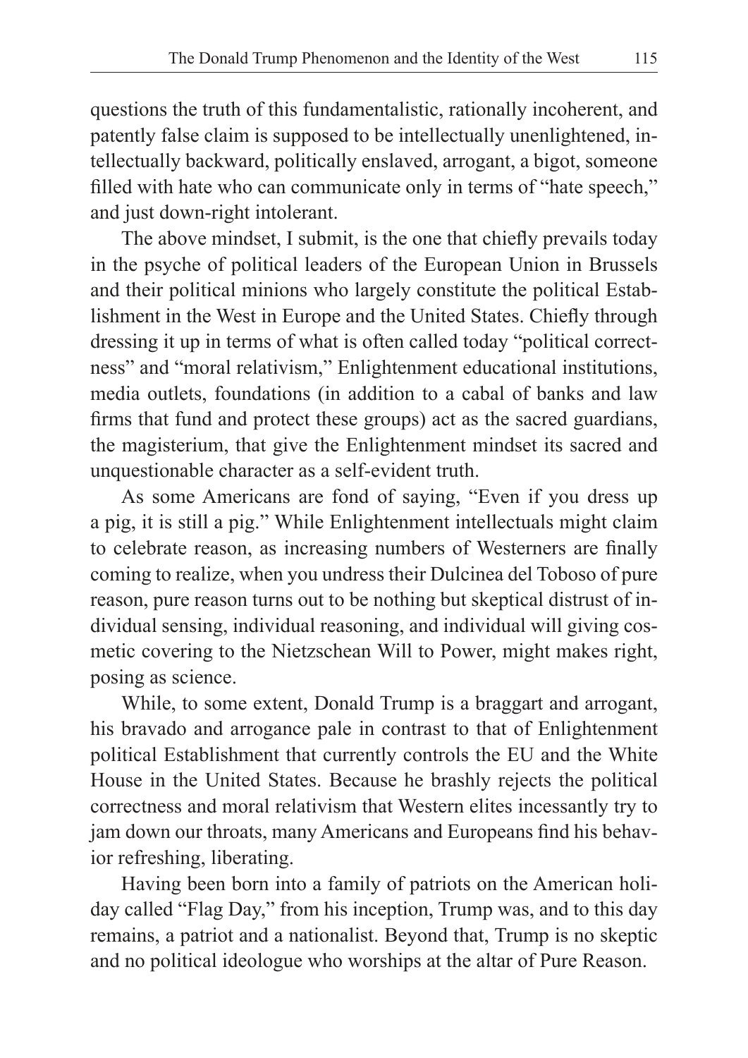questions the truth of this fundamentalistic, rationally incoherent, and patently false claim is supposed to be intellectually unenlightened, intellectually backward, politically enslaved, arrogant, a bigot, someone filled with hate who can communicate only in terms of "hate speech," and just down-right intolerant.

The above mindset, I submit, is the one that chiefly prevails today in the psyche of political leaders of the European Union in Brussels and their political minions who largely constitute the political Establishment in the West in Europe and the United States. Chiefly through dressing it up in terms of what is often called today "political correctness" and "moral relativism," Enlightenment educational institutions, media outlets, foundations (in addition to a cabal of banks and law firms that fund and protect these groups) act as the sacred guardians, the magisterium, that give the Enlightenment mindset its sacred and unquestionable character as a self-evident truth.

As some Americans are fond of saying, "Even if you dress up a pig, it is still a pig." While Enlightenment intellectuals might claim to celebrate reason, as increasing numbers of Westerners are finally coming to realize, when you undress their Dulcinea del Toboso of pure reason, pure reason turns out to be nothing but skeptical distrust of individual sensing, individual reasoning, and individual will giving cosmetic covering to the Nietzschean Will to Power, might makes right, posing as science.

While, to some extent, Donald Trump is a braggart and arrogant, his bravado and arrogance pale in contrast to that of Enlightenment political Establishment that currently controls the EU and the White House in the United States. Because he brashly rejects the political correctness and moral relativism that Western elites incessantly try to jam down our throats, many Americans and Europeans find his behavior refreshing, liberating.

Having been born into a family of patriots on the American holiday called "Flag Day," from his inception, Trump was, and to this day remains, a patriot and a nationalist. Beyond that, Trump is no skeptic and no political ideologue who worships at the altar of Pure Reason.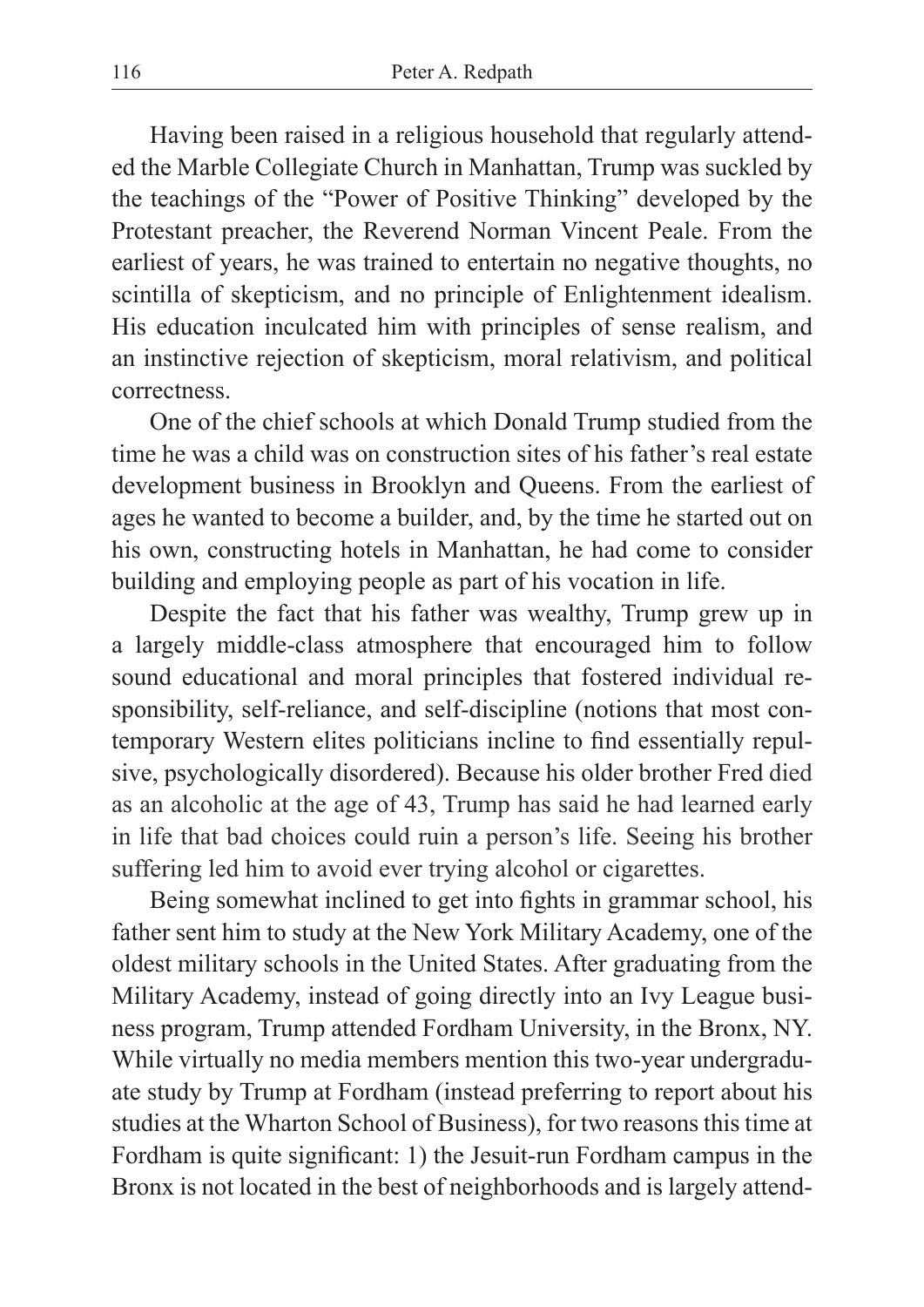Having been raised in a religious household that regularly attended the Marble Collegiate Church in Manhattan, Trump was suckled by the teachings of the "Power of Positive Thinking" developed by the Protestant preacher, the Reverend Norman Vincent Peale. From the earliest of years, he was trained to entertain no negative thoughts, no scintilla of skepticism, and no principle of Enlightenment idealism. His education inculcated him with principles of sense realism, and an instinctive rejection of skepticism, moral relativism, and political correctness.

One of the chief schools at which Donald Trump studied from the time he was a child was on construction sites of his father's real estate development business in Brooklyn and Queens. From the earliest of ages he wanted to become a builder, and, by the time he started out on his own, constructing hotels in Manhattan, he had come to consider building and employing people as part of his vocation in life.

Despite the fact that his father was wealthy, Trump grew up in a largely middle-class atmosphere that encouraged him to follow sound educational and moral principles that fostered individual responsibility, self-reliance, and self-discipline (notions that most contemporary Western elites politicians incline to find essentially repulsive, psychologically disordered). Because his older brother Fred died as an alcoholic at the age of 43, Trump has said he had learned early in life that bad choices could ruin a person's life. Seeing his brother suffering led him to avoid ever trying alcohol or cigarettes.

Being somewhat inclined to get into fights in grammar school, his father sent him to study at the New York Military Academy, one of the oldest military schools in the United States. After graduating from the Military Academy, instead of going directly into an Ivy League business program, Trump attended Fordham University, in the Bronx, NY. While virtually no media members mention this two-year undergraduate study by Trump at Fordham (instead preferring to report about his studies at the Wharton School of Business), for two reasons this time at Fordham is quite significant: 1) the Jesuit-run Fordham campus in the Bronx is not located in the best of neighborhoods and is largely attend-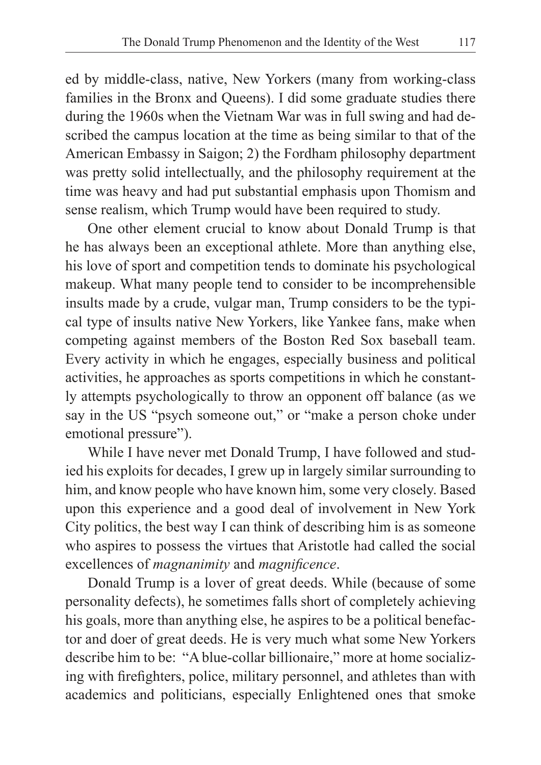ed by middle-class, native, New Yorkers (many from working-class families in the Bronx and Queens). I did some graduate studies there during the 1960s when the Vietnam War was in full swing and had described the campus location at the time as being similar to that of the American Embassy in Saigon; 2) the Fordham philosophy department was pretty solid intellectually, and the philosophy requirement at the time was heavy and had put substantial emphasis upon Thomism and sense realism, which Trump would have been required to study.

One other element crucial to know about Donald Trump is that he has always been an exceptional athlete. More than anything else, his love of sport and competition tends to dominate his psychological makeup. What many people tend to consider to be incomprehensible insults made by a crude, vulgar man, Trump considers to be the typical type of insults native New Yorkers, like Yankee fans, make when competing against members of the Boston Red Sox baseball team. Every activity in which he engages, especially business and political activities, he approaches as sports competitions in which he constantly attempts psychologically to throw an opponent off balance (as we say in the US "psych someone out," or "make a person choke under emotional pressure").

While I have never met Donald Trump, I have followed and studied his exploits for decades, I grew up in largely similar surrounding to him, and know people who have known him, some very closely. Based upon this experience and a good deal of involvement in New York City politics, the best way I can think of describing him is as someone who aspires to possess the virtues that Aristotle had called the social excellences of *magnanimity* and *magnificence*.

Donald Trump is a lover of great deeds. While (because of some personality defects), he sometimes falls short of completely achieving his goals, more than anything else, he aspires to be a political benefactor and doer of great deeds. He is very much what some New Yorkers describe him to be: "A blue-collar billionaire," more at home socializing with firefighters, police, military personnel, and athletes than with academics and politicians, especially Enlightened ones that smoke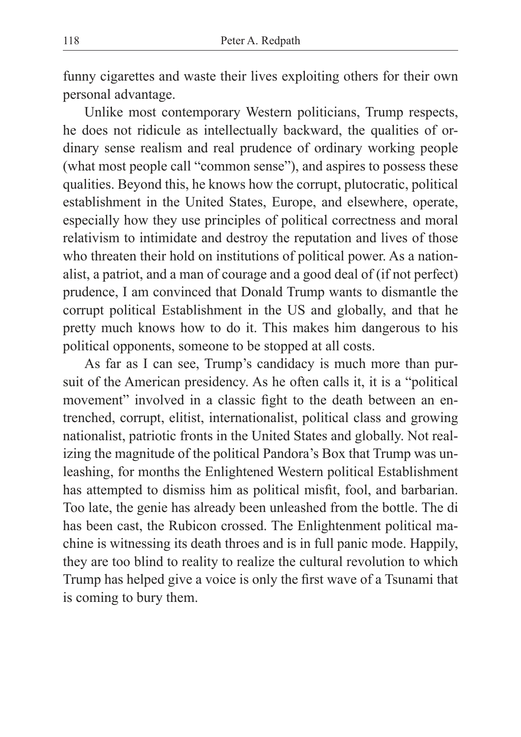funny cigarettes and waste their lives exploiting others for their own personal advantage.

Unlike most contemporary Western politicians, Trump respects, he does not ridicule as intellectually backward, the qualities of ordinary sense realism and real prudence of ordinary working people (what most people call "common sense"), and aspires to possess these qualities. Beyond this, he knows how the corrupt, plutocratic, political establishment in the United States, Europe, and elsewhere, operate, especially how they use principles of political correctness and moral relativism to intimidate and destroy the reputation and lives of those who threaten their hold on institutions of political power. As a nationalist, a patriot, and a man of courage and a good deal of (if not perfect) prudence, I am convinced that Donald Trump wants to dismantle the corrupt political Establishment in the US and globally, and that he pretty much knows how to do it. This makes him dangerous to his political opponents, someone to be stopped at all costs.

As far as I can see, Trump's candidacy is much more than pursuit of the American presidency. As he often calls it, it is a "political movement" involved in a classic fight to the death between an entrenched, corrupt, elitist, internationalist, political class and growing nationalist, patriotic fronts in the United States and globally. Not realizing the magnitude of the political Pandora's Box that Trump was unleashing, for months the Enlightened Western political Establishment has attempted to dismiss him as political misfit, fool, and barbarian. Too late, the genie has already been unleashed from the bottle. The di has been cast, the Rubicon crossed. The Enlightenment political machine is witnessing its death throes and is in full panic mode. Happily, they are too blind to reality to realize the cultural revolution to which Trump has helped give a voice is only the first wave of a Tsunami that is coming to bury them.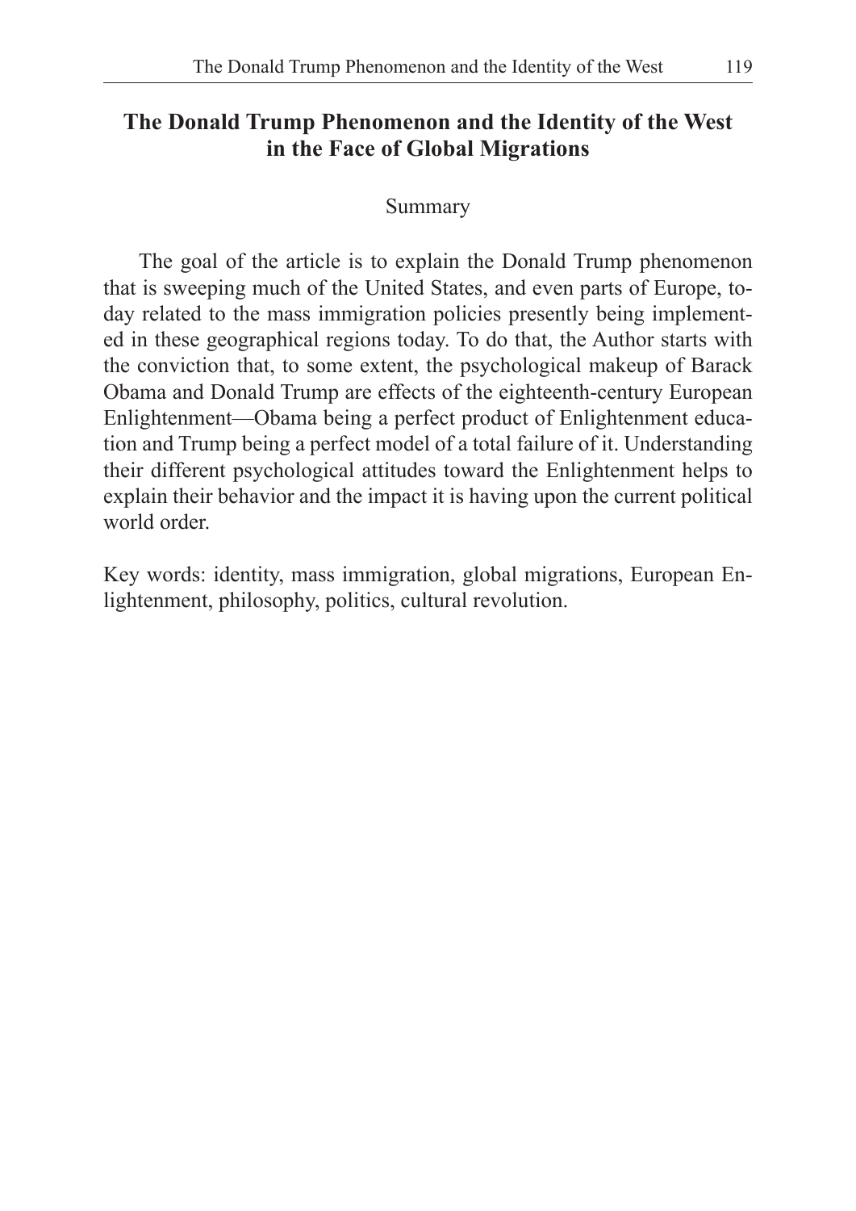## The Donald Trump Phenomenon and the Identity of the West in the Face of Global Migrations

### Summary

The goal of the article is to explain the Donald Trump phenomenon that is sweeping much of the United States, and even parts of Europe, today related to the mass immigration policies presently being implemented in these geographical regions today. To do that, the Author starts with the conviction that, to some extent, the psychological makeup of Barack Obama and Donald Trump are effects of the eighteenth-century European Enlightenment—Obama being a perfect product of Enlightenment education and Trump being a perfect model of a total failure of it. Understanding their different psychological attitudes toward the Enlightenment helps to explain their behavior and the impact it is having upon the current political world order.

Key words: identity, mass immigration, global migrations, European Enlightenment, philosophy, politics, cultural revolution.